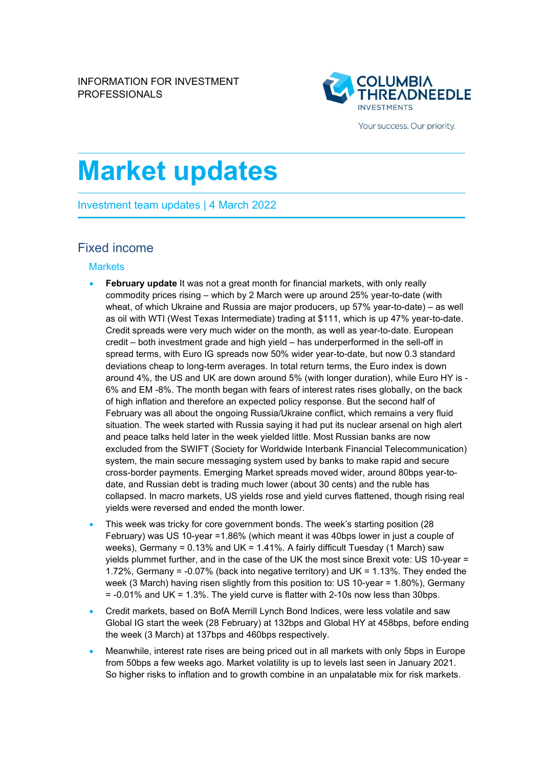INFORMATION FOR INVESTMENT PROFESSIONALS

COLUMBIA THREADNEEDLE INVESTMENTS

Your success. Our priority.

# Market updates

Investment team updates | 4 March 2022

## Fixed income

### Markets

- **February update** It was not a great month for financial markets, with only really commodity prices rising – which by 2 March were up around 25% year-to-date (with wheat, of which Ukraine and Russia are major producers, up 57% year-to-date) – as well as oil with WTI (West Texas Intermediate) trading at $111, which is up 47% year-to-date. Credit spreads were very much wider on the month, as well as year-to-date. European credit – both investment grade and high yield – has underperformed in the sell-off in spread terms, with Euro IG spreads now 50% wider year-to-date, but now 0.3 standard deviations cheap to long-term averages. In total return terms, the Euro index is down around 4%, the US and UK are down around 5% (with longer duration), while Euro HY is -6% and EM -8%. The month began with fears of interest rates rises globally, on the back of high inflation and therefore an expected policy response. But the second half of February was all about the ongoing Russia/Ukraine conflict, which remains a very fluid situation. The week started with Russia saying it had put its nuclear arsenal on high alert and peace talks held later in the week yielded little. Most Russian banks are now excluded from the SWIFT (Society for Worldwide Interbank Financial Telecommunication) system, the main secure messaging system used by banks to make rapid and secure cross-border payments. Emerging Market spreads moved wider, around 80bps year-to-date, and Russian debt is trading much lower (about 30 cents) and the ruble has collapsed. In macro markets, US yields rose and yield curves flattened, though rising real yields were reversed and ended the month lower.
- This week was tricky for core government bonds. The week's starting position (28 February) was US 10-year =1.86% (which meant it was 40bps lower in just a couple of weeks), Germany = 0.13% and UK = 1.41%. A fairly difficult Tuesday (1 March) saw yields plummet further, and in the case of the UK the most since Brexit vote: US 10-year = 1.72%, Germany = -0.07% (back into negative territory) and UK = 1.13%. They ended the week (3 March) having risen slightly from this position to: US 10-year = 1.80%), Germany = -0.01% and UK = 1.3%. The yield curve is flatter with 2-10s now less than 30bps.
- Credit markets, based on BofA Merrill Lynch Bond Indices, were less volatile and saw Global IG start the week (28 February) at 132bps and Global HY at 458bps, before ending the week (3 March) at 137bps and 460bps respectively.
- Meanwhile, interest rate rises are being priced out in all markets with only 5bps in Europe from 50bps a few weeks ago. Market volatility is up to levels last seen in January 2021. So higher risks to inflation and to growth combine in an unpalatable mix for risk markets.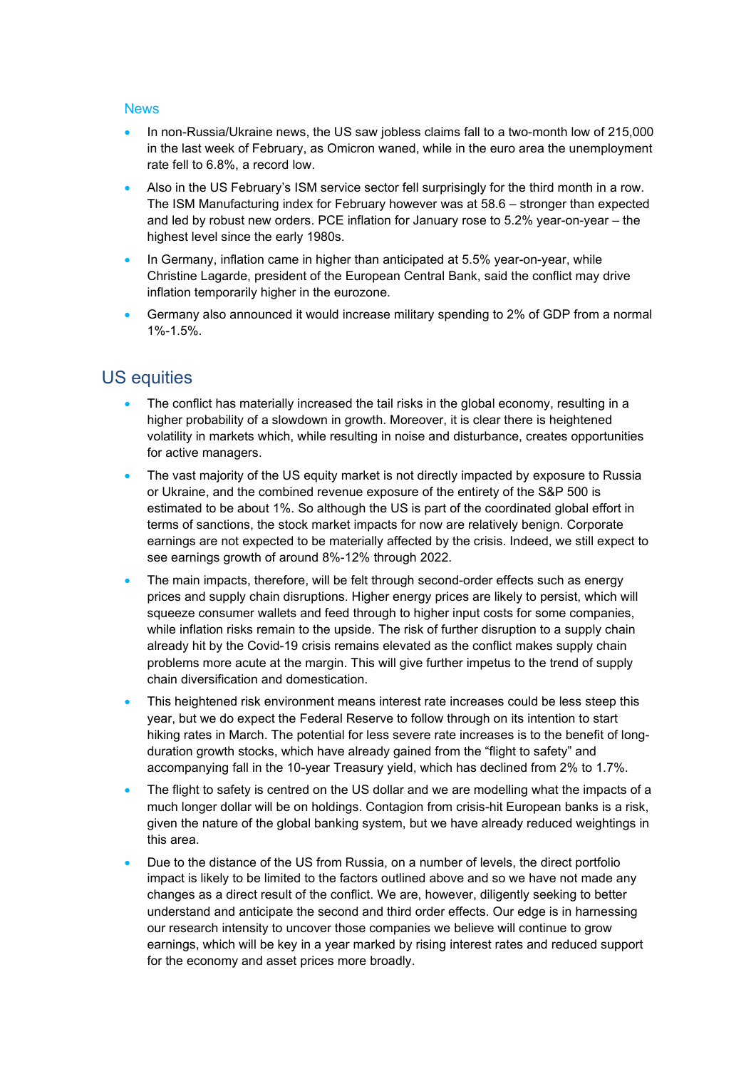### News

- In non-Russia/Ukraine news, the US saw jobless claims fall to a two-month low of 215,000 in the last week of February, as Omicron waned, while in the euro area the unemployment rate fell to 6.8%, a record low.
- Also in the US February's ISM service sector fell surprisingly for the third month in a row. The ISM Manufacturing index for February however was at 58.6 – stronger than expected and led by robust new orders. PCE inflation for January rose to 5.2% year-on-year – the highest level since the early 1980s.
- In Germany, inflation came in higher than anticipated at 5.5% year-on-year, while Christine Lagarde, president of the European Central Bank, said the conflict may drive inflation temporarily higher in the eurozone.
- Germany also announced it would increase military spending to 2% of GDP from a normal 1%-1.5%.

## US equities

- The conflict has materially increased the tail risks in the global economy, resulting in a higher probability of a slowdown in growth. Moreover, it is clear there is heightened volatility in markets which, while resulting in noise and disturbance, creates opportunities for active managers.
- The vast majority of the US equity market is not directly impacted by exposure to Russia or Ukraine, and the combined revenue exposure of the entirety of the S&P 500 is estimated to be about 1%. So although the US is part of the coordinated global effort in terms of sanctions, the stock market impacts for now are relatively benign. Corporate earnings are not expected to be materially affected by the crisis. Indeed, we still expect to see earnings growth of around 8%-12% through 2022.
- The main impacts, therefore, will be felt through second-order effects such as energy prices and supply chain disruptions. Higher energy prices are likely to persist, which will squeeze consumer wallets and feed through to higher input costs for some companies, while inflation risks remain to the upside. The risk of further disruption to a supply chain already hit by the Covid-19 crisis remains elevated as the conflict makes supply chain problems more acute at the margin. This will give further impetus to the trend of supply chain diversification and domestication.
- This heightened risk environment means interest rate increases could be less steep this year, but we do expect the Federal Reserve to follow through on its intention to start hiking rates in March. The potential for less severe rate increases is to the benefit of long-duration growth stocks, which have already gained from the "flight to safety" and accompanying fall in the 10-year Treasury yield, which has declined from 2% to 1.7%.
- The flight to safety is centred on the US dollar and we are modelling what the impacts of a much longer dollar will be on holdings. Contagion from crisis-hit European banks is a risk, given the nature of the global banking system, but we have already reduced weightings in this area.
- Due to the distance of the US from Russia, on a number of levels, the direct portfolio impact is likely to be limited to the factors outlined above and so we have not made any changes as a direct result of the conflict. We are, however, diligently seeking to better understand and anticipate the second and third order effects. Our edge is in harnessing our research intensity to uncover those companies we believe will continue to grow earnings, which will be key in a year marked by rising interest rates and reduced support for the economy and asset prices more broadly.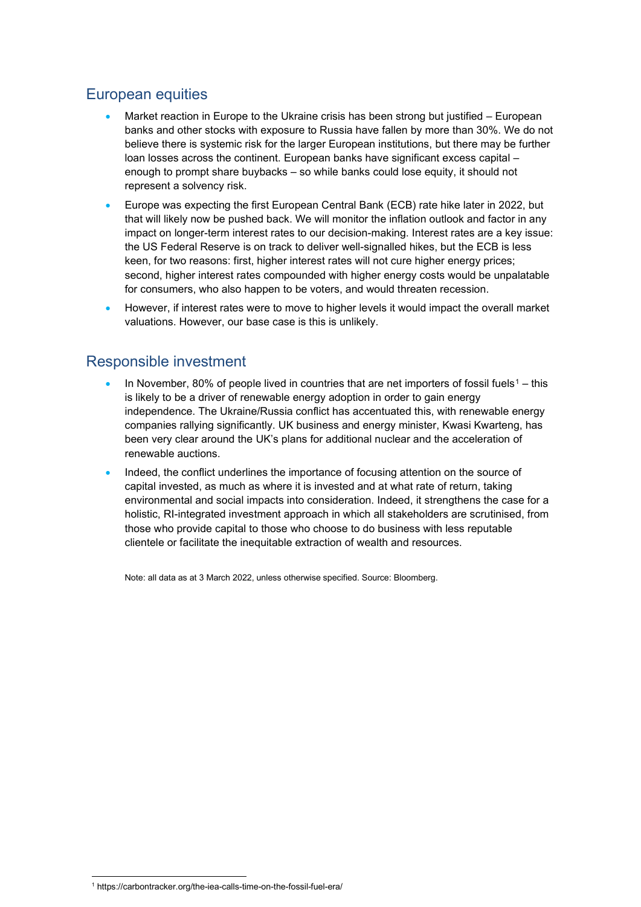## European equities

- Market reaction in Europe to the Ukraine crisis has been strong but justified – European banks and other stocks with exposure to Russia have fallen by more than 30%. We do not believe there is systemic risk for the larger European institutions, but there may be further loan losses across the continent. European banks have significant excess capital – enough to prompt share buybacks – so while banks could lose equity, it should not represent a solvency risk.
- Europe was expecting the first European Central Bank (ECB) rate hike later in 2022, but that will likely now be pushed back. We will monitor the inflation outlook and factor in any impact on longer-term interest rates to our decision-making. Interest rates are a key issue: the US Federal Reserve is on track to deliver well-signalled hikes, but the ECB is less keen, for two reasons: first, higher interest rates will not cure higher energy prices; second, higher interest rates compounded with higher energy costs would be unpalatable for consumers, who also happen to be voters, and would threaten recession.
- However, if interest rates were to move to higher levels it would impact the overall market valuations. However, our base case is this is unlikely.

## Responsible investment

- In November, 80% of people lived in countries that are net importers of fossil fuels[1] – this is likely to be a driver of renewable energy adoption in order to gain energy independence. The Ukraine/Russia conflict has accentuated this, with renewable energy companies rallying significantly. UK business and energy minister, Kwasi Kwarteng, has been very clear around the UK's plans for additional nuclear and the acceleration of renewable auctions.
- Indeed, the conflict underlines the importance of focusing attention on the source of capital invested, as much as where it is invested and at what rate of return, taking environmental and social impacts into consideration. Indeed, it strengthens the case for a holistic, RI-integrated investment approach in which all stakeholders are scrutinised, from those who provide capital to those who choose to do business with less reputable clientele or facilitate the inequitable extraction of wealth and resources.

Note: all data as at 3 March 2022, unless otherwise specified. Source: Bloomberg.

[1] https://carbontracker.org/the-iea-calls-time-on-the-fossil-fuel-era/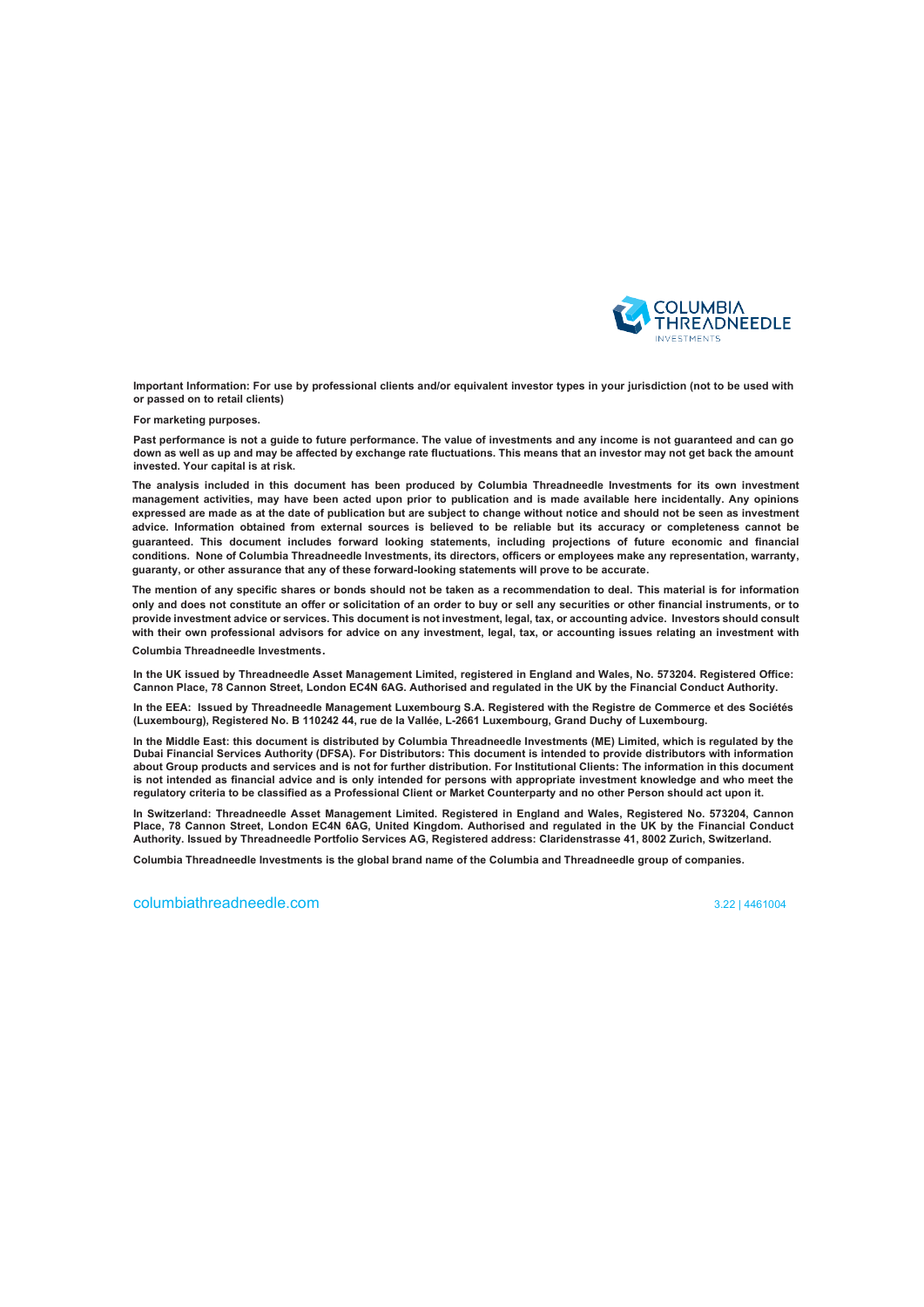**Important Information: For use by professional clients and/or equivalent investor types in your jurisdiction (not to be used with or passed on to retail clients)**

**For marketing purposes.**

**Past performance is not a guide to future performance. The value of investments and any income is not guaranteed and can go down as well as up and may be affected by exchange rate fluctuations. This means that an investor may not get back the amount invested. Your capital is at risk.**

**The analysis included in this document has been produced by Columbia Threadneedle Investments for its own investment management activities, may have been acted upon prior to publication and is made available here incidentally. Any opinions expressed are made as at the date of publication but are subject to change without notice and should not be seen as investment advice. Information obtained from external sources is believed to be reliable but its accuracy or completeness cannot be guaranteed. This document includes forward looking statements, including projections of future economic and financial conditions. None of Columbia Threadneedle Investments, its directors, officers or employees make any representation, warranty, guaranty, or other assurance that any of these forward-looking statements will prove to be accurate.**

**The mention of any specific shares or bonds should not be taken as a recommendation to deal. This material is for information only and does not constitute an offer or solicitation of an order to buy or sell any securities or other financial instruments, or to provide investment advice or services. This document is not investment, legal, tax, or accounting advice. Investors should consult with their own professional advisors for advice on any investment, legal, tax, or accounting issues relating an investment with Columbia Threadneedle Investments.**

**In the UK issued by Threadneedle Asset Management Limited, registered in England and Wales, No. 573204. Registered Office: Cannon Place, 78 Cannon Street, London EC4N 6AG. Authorised and regulated in the UK by the Financial Conduct Authority.**

**In the EEA: Issued by Threadneedle Management Luxembourg S.A. Registered with the Registre de Commerce et des Sociétés (Luxembourg), Registered No. B 110242 44, rue de la Vallée, L-2661 Luxembourg, Grand Duchy of Luxembourg.**

**In the Middle East: this document is distributed by Columbia Threadneedle Investments (ME) Limited, which is regulated by the Dubai Financial Services Authority (DFSA). For Distributors: This document is intended to provide distributors with information about Group products and services and is not for further distribution. For Institutional Clients: The information in this document is not intended as financial advice and is only intended for persons with appropriate investment knowledge and who meet the regulatory criteria to be classified as a Professional Client or Market Counterparty and no other Person should act upon it.**

**In Switzerland: Threadneedle Asset Management Limited. Registered in England and Wales, Registered No. 573204, Cannon Place, 78 Cannon Street, London EC4N 6AG, United Kingdom. Authorised and regulated in the UK by the Financial Conduct Authority. Issued by Threadneedle Portfolio Services AG, Registered address: Claridenstrasse 41, 8002 Zurich, Switzerland.**

**Columbia Threadneedle Investments is the global brand name of the Columbia and Threadneedle group of companies.**

columbiathreadneedle.com

3.22 | 4461004